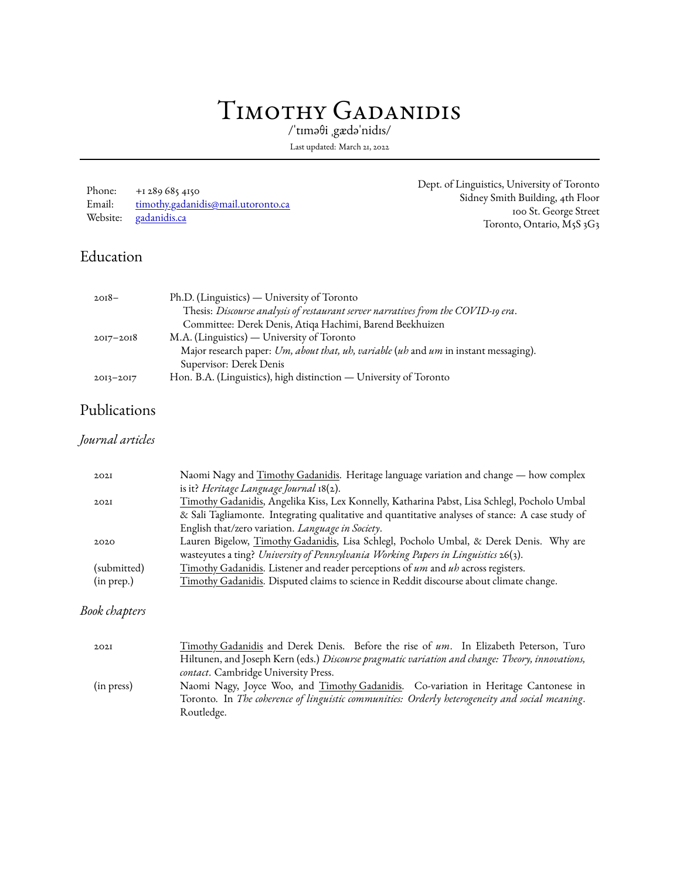# Timothy Gadanidis

/ˈtɪməθi ˌgædəˈnidɪs/

Last updated: March 21, 2022

---

Phone: +1 289 685 4150
Email: timothy.gadanidis@mail.utoronto.ca
Website: gadanidis.ca

Dept. of Linguistics, University of Toronto
Sidney Smith Building, 4th Floor
100 St. George Street
Toronto, Ontario, M5S 3G3

## Education

| | |
|---|---|
| 2018– | Ph.D. (Linguistics) — University of Toronto<br>Thesis: *Discourse analysis of restaurant server narratives from the COVID-19 era*.<br>Committee: Derek Denis, Atiqa Hachimi, Barend Beekhuizen |
| 2017–2018 | M.A. (Linguistics) — University of Toronto<br>Major research paper: *Um, about that, uh, variable* (*uh* and *um* in instant messaging).<br>Supervisor: Derek Denis |
| 2013–2017 | Hon. B.A. (Linguistics), high distinction — University of Toronto |

## Publications

### *Journal articles*

| | |
|---|---|
| 2021 | Naomi Nagy and Timothy Gadanidis. Heritage language variation and change — how complex is it? *Heritage Language Journal* 18(2). |
| 2021 | Timothy Gadanidis, Angelika Kiss, Lex Konnelly, Katharina Pabst, Lisa Schlegl, Pocholo Umbal & Sali Tagliamonte. Integrating qualitative and quantitative analyses of stance: A case study of English that/zero variation. *Language in Society*. |
| 2020 | Lauren Bigelow, Timothy Gadanidis, Lisa Schlegl, Pocholo Umbal, & Derek Denis. Why are wasteyutes a ting? *University of Pennsylvania Working Papers in Linguistics* 26(3). |
| (submitted) | Timothy Gadanidis. Listener and reader perceptions of *um* and *uh* across registers. |
| (in prep.) | Timothy Gadanidis. Disputed claims to science in Reddit discourse about climate change. |

### *Book chapters*

| | |
|---|---|
| 2021 | Timothy Gadanidis and Derek Denis. Before the rise of *um*. In Elizabeth Peterson, Turo Hiltunen, and Joseph Kern (eds.) *Discourse pragmatic variation and change: Theory, innovations, contact*. Cambridge University Press. |
| (in press) | Naomi Nagy, Joyce Woo, and Timothy Gadanidis. Co-variation in Heritage Cantonese in Toronto. In *The coherence of linguistic communities: Orderly heterogeneity and social meaning*. Routledge. |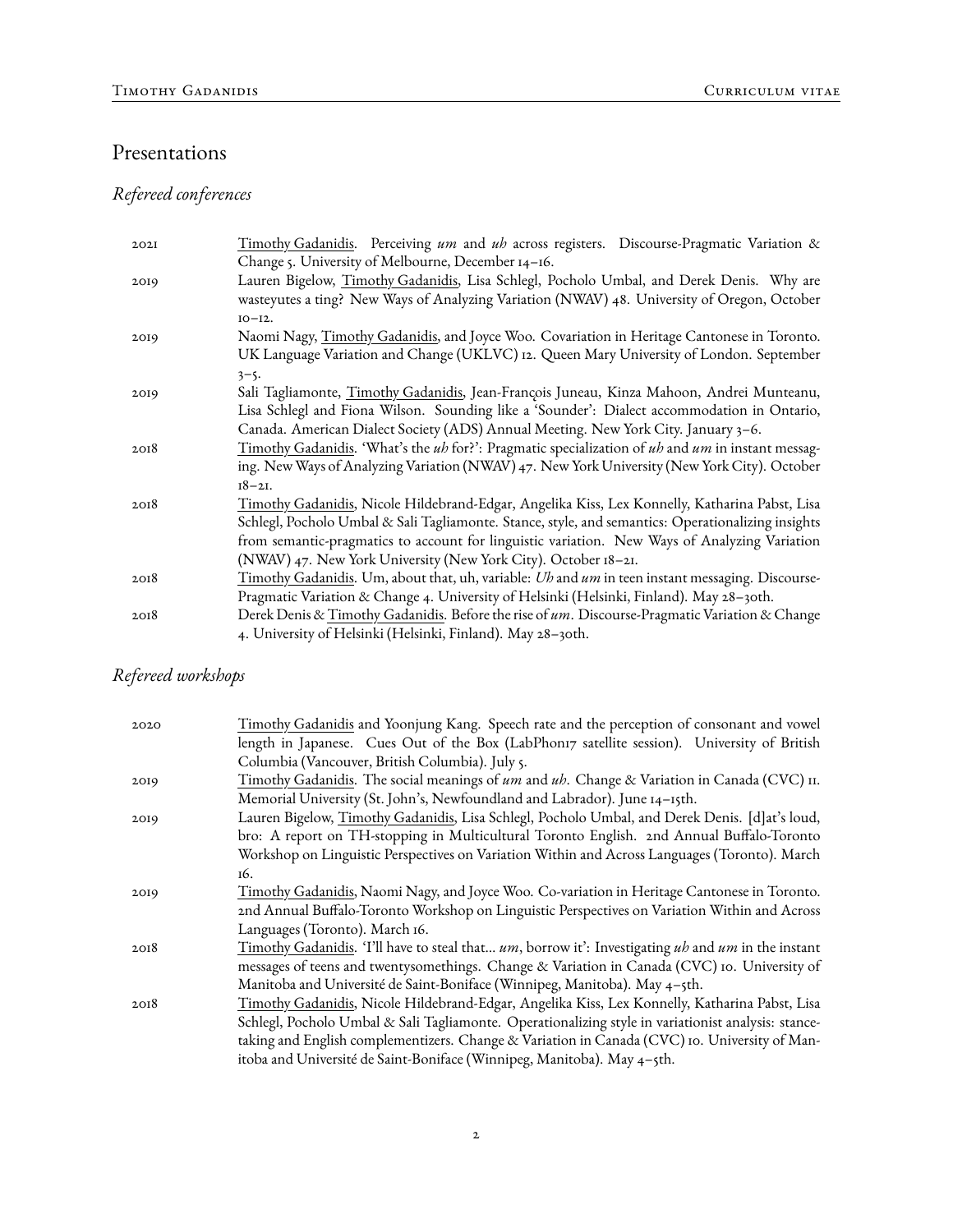## Presentations

### *Refereed conferences*

2021 Timothy Gadanidis. Perceiving *um* and *uh* across registers. Discourse-Pragmatic Variation & Change 5. University of Melbourne, December 14–16.

2019 Lauren Bigelow, Timothy Gadanidis, Lisa Schlegl, Pocholo Umbal, and Derek Denis. Why are wasteyutes a ting? New Ways of Analyzing Variation (NWAV) 48. University of Oregon, October 10–12.

2019 Naomi Nagy, Timothy Gadanidis, and Joyce Woo. Covariation in Heritage Cantonese in Toronto. UK Language Variation and Change (UKLVC) 12. Queen Mary University of London. September 3–5.

2019 Sali Tagliamonte, Timothy Gadanidis, Jean-François Juneau, Kinza Mahoon, Andrei Munteanu, Lisa Schlegl and Fiona Wilson. Sounding like a 'Sounder': Dialect accommodation in Ontario, Canada. American Dialect Society (ADS) Annual Meeting. New York City. January 3–6.

2018 Timothy Gadanidis. 'What's the *uh* for?': Pragmatic specialization of *uh* and *um* in instant messaging. New Ways of Analyzing Variation (NWAV) 47. New York University (New York City). October 18–21.

2018 Timothy Gadanidis, Nicole Hildebrand-Edgar, Angelika Kiss, Lex Konnelly, Katharina Pabst, Lisa Schlegl, Pocholo Umbal & Sali Tagliamonte. Stance, style, and semantics: Operationalizing insights from semantic-pragmatics to account for linguistic variation. New Ways of Analyzing Variation (NWAV) 47. New York University (New York City). October 18–21.

2018 Timothy Gadanidis. Um, about that, uh, variable: *Uh* and *um* in teen instant messaging. Discourse-Pragmatic Variation & Change 4. University of Helsinki (Helsinki, Finland). May 28–30th.

2018 Derek Denis & Timothy Gadanidis. Before the rise of *um*. Discourse-Pragmatic Variation & Change 4. University of Helsinki (Helsinki, Finland). May 28–30th.

### *Refereed workshops*

2020 Timothy Gadanidis and Yoonjung Kang. Speech rate and the perception of consonant and vowel length in Japanese. Cues Out of the Box (LabPhon17 satellite session). University of British Columbia (Vancouver, British Columbia). July 5.

2019 Timothy Gadanidis. The social meanings of *um* and *uh*. Change & Variation in Canada (CVC) 11. Memorial University (St. John's, Newfoundland and Labrador). June 14–15th.

2019 Lauren Bigelow, Timothy Gadanidis, Lisa Schlegl, Pocholo Umbal, and Derek Denis. [d]at's loud, bro: A report on TH-stopping in Multicultural Toronto English. 2nd Annual Buffalo-Toronto Workshop on Linguistic Perspectives on Variation Within and Across Languages (Toronto). March 16.

2019 Timothy Gadanidis, Naomi Nagy, and Joyce Woo. Co-variation in Heritage Cantonese in Toronto. 2nd Annual Buffalo-Toronto Workshop on Linguistic Perspectives on Variation Within and Across Languages (Toronto). March 16.

2018 Timothy Gadanidis. 'I'll have to steal that... *um*, borrow it': Investigating *uh* and *um* in the instant messages of teens and twentysomethings. Change & Variation in Canada (CVC) 10. University of Manitoba and Université de Saint-Boniface (Winnipeg, Manitoba). May 4–5th.

2018 Timothy Gadanidis, Nicole Hildebrand-Edgar, Angelika Kiss, Lex Konnelly, Katharina Pabst, Lisa Schlegl, Pocholo Umbal & Sali Tagliamonte. Operationalizing style in variationist analysis: stance-taking and English complementizers. Change & Variation in Canada (CVC) 10. University of Manitoba and Université de Saint-Boniface (Winnipeg, Manitoba). May 4–5th.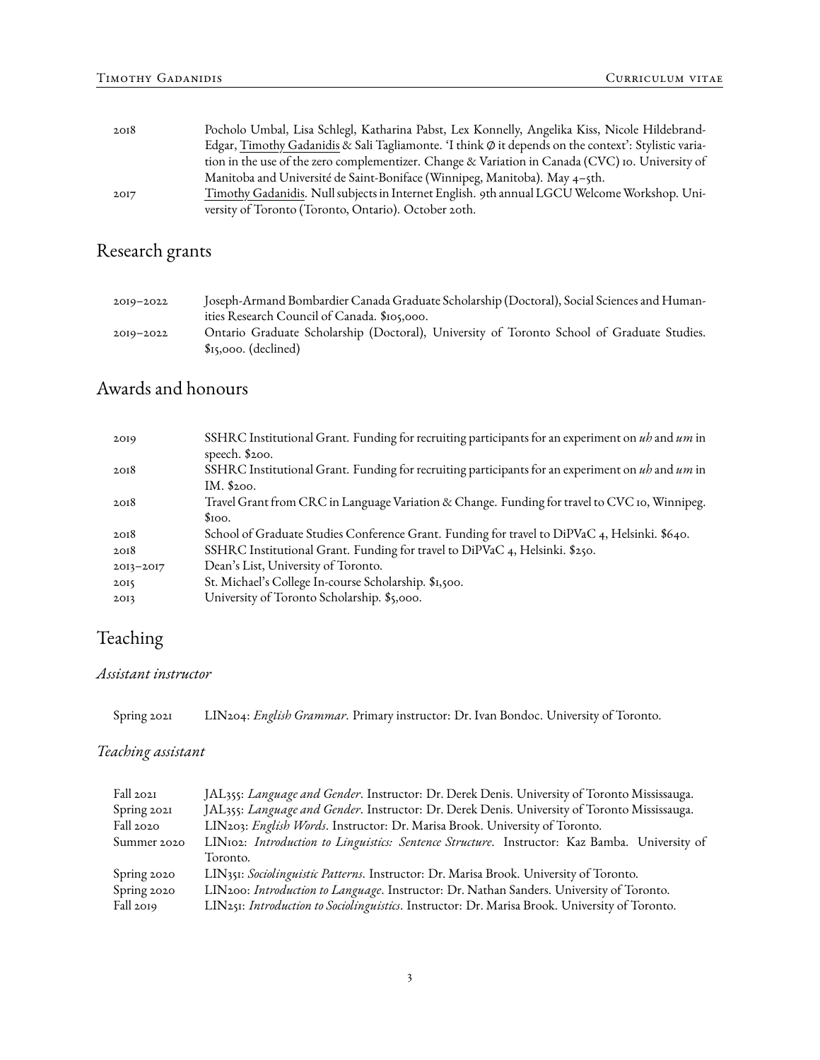| | |
|---|---|
| 2018 | Pocholo Umbal, Lisa Schlegl, Katharina Pabst, Lex Konnelly, Angelika Kiss, Nicole Hildebrand-Edgar, Timothy Gadanidis & Sali Tagliamonte. 'I think Ø it depends on the context': Stylistic variation in the use of the zero complementizer. Change & Variation in Canada (CVC) 10. University of Manitoba and Université de Saint-Boniface (Winnipeg, Manitoba). May 4–5th. |
| 2017 | Timothy Gadanidis. Null subjects in Internet English. 9th annual LGCU Welcome Workshop. University of Toronto (Toronto, Ontario). October 20th. |

## Research grants

| | |
|---|---|
| 2019–2022 | Joseph-Armand Bombardier Canada Graduate Scholarship (Doctoral), Social Sciences and Humanities Research Council of Canada. $105,000. |
| 2019–2022 | Ontario Graduate Scholarship (Doctoral), University of Toronto School of Graduate Studies. $15,000. (declined) |

## Awards and honours

| | |
|---|---|
| 2019 | SSHRC Institutional Grant. Funding for recruiting participants for an experiment on *uh* and *um* in speech. $200. |
| 2018 | SSHRC Institutional Grant. Funding for recruiting participants for an experiment on *uh* and *um* in IM. $200. |
| 2018 | Travel Grant from CRC in Language Variation & Change. Funding for travel to CVC 10, Winnipeg. $100. |
| 2018 | School of Graduate Studies Conference Grant. Funding for travel to DiPVaC 4, Helsinki. $640. |
| 2018 | SSHRC Institutional Grant. Funding for travel to DiPVaC 4, Helsinki. $250. |
| 2013–2017 | Dean's List, University of Toronto. |
| 2015 | St. Michael's College In-course Scholarship. $1,500. |
| 2013 | University of Toronto Scholarship. $5,000. |

## Teaching

### *Assistant instructor*

| | |
|---|---|
| Spring 2021 | LIN204: *English Grammar*. Primary instructor: Dr. Ivan Bondoc. University of Toronto. |

### *Teaching assistant*

| | |
|---|---|
| Fall 2021 | JAL355: *Language and Gender*. Instructor: Dr. Derek Denis. University of Toronto Mississauga. |
| Spring 2021 | JAL355: *Language and Gender*. Instructor: Dr. Derek Denis. University of Toronto Mississauga. |
| Fall 2020 | LIN203: *English Words*. Instructor: Dr. Marisa Brook. University of Toronto. |
| Summer 2020 | LIN102: *Introduction to Linguistics: Sentence Structure*. Instructor: Kaz Bamba. University of Toronto. |
| Spring 2020 | LIN351: *Sociolinguistic Patterns*. Instructor: Dr. Marisa Brook. University of Toronto. |
| Spring 2020 | LIN200: *Introduction to Language*. Instructor: Dr. Nathan Sanders. University of Toronto. |
| Fall 2019 | LIN251: *Introduction to Sociolinguistics*. Instructor: Dr. Marisa Brook. University of Toronto. |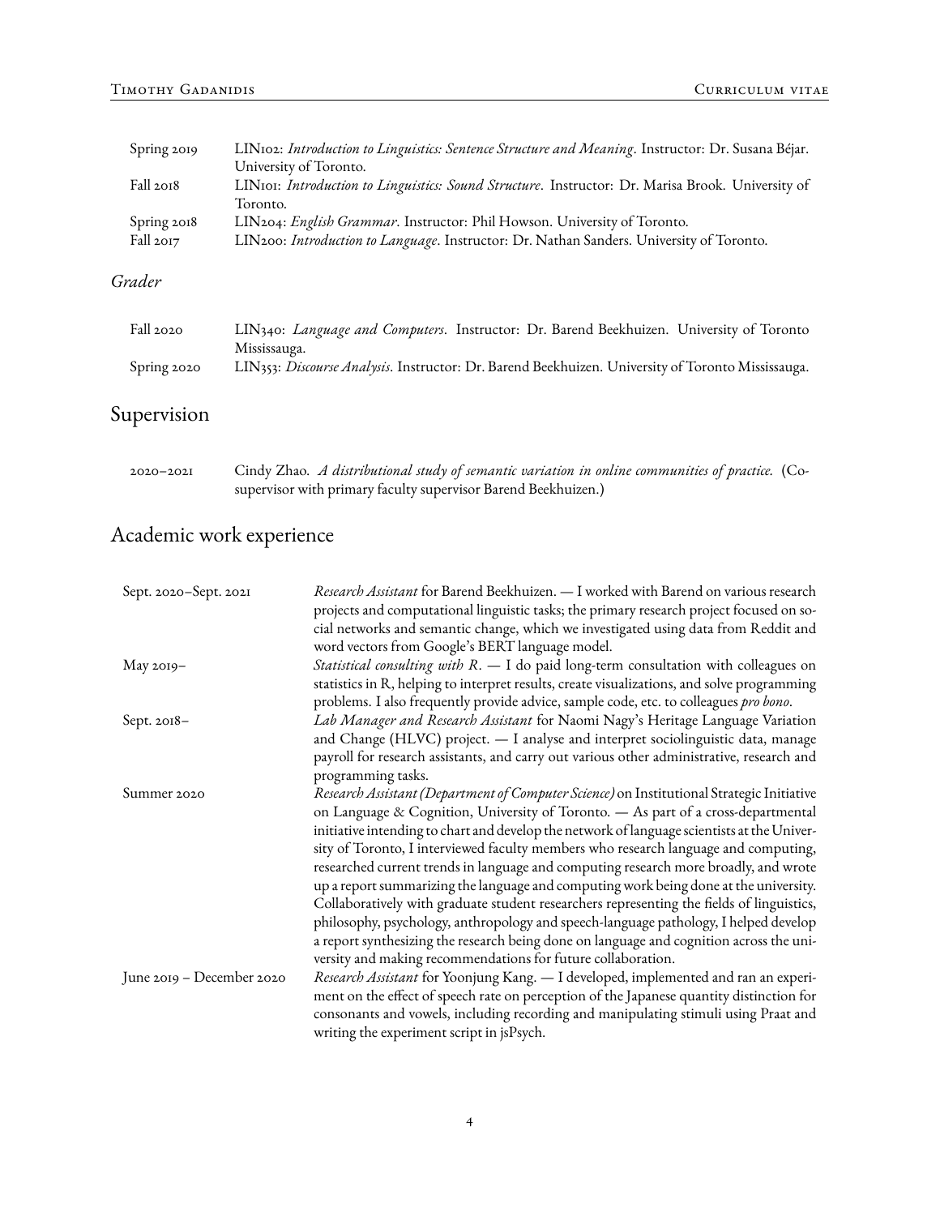| | |
|---|---|
| Spring 2019 | LIN102: *Introduction to Linguistics: Sentence Structure and Meaning*. Instructor: Dr. Susana Béjar. University of Toronto. |
| Fall 2018 | LIN101: *Introduction to Linguistics: Sound Structure*. Instructor: Dr. Marisa Brook. University of Toronto. |
| Spring 2018 | LIN204: *English Grammar*. Instructor: Phil Howson. University of Toronto. |
| Fall 2017 | LIN200: *Introduction to Language*. Instructor: Dr. Nathan Sanders. University of Toronto. |

### *Grader*

| | |
|---|---|
| Fall 2020 | LIN340: *Language and Computers*. Instructor: Dr. Barend Beekhuizen. University of Toronto Mississauga. |
| Spring 2020 | LIN353: *Discourse Analysis*. Instructor: Dr. Barend Beekhuizen. University of Toronto Mississauga. |

## Supervision

| | |
|---|---|
| 2020–2021 | Cindy Zhao. *A distributional study of semantic variation in online communities of practice.* (Co-supervisor with primary faculty supervisor Barend Beekhuizen.) |

## Academic work experience

| | |
|---|---|
| Sept. 2020–Sept. 2021 | *Research Assistant* for Barend Beekhuizen. — I worked with Barend on various research projects and computational linguistic tasks; the primary research project focused on social networks and semantic change, which we investigated using data from Reddit and word vectors from Google's BERT language model. |
| May 2019– | *Statistical consulting with R*. — I do paid long-term consultation with colleagues on statistics in R, helping to interpret results, create visualizations, and solve programming problems. I also frequently provide advice, sample code, etc. to colleagues *pro bono*. |
| Sept. 2018– | *Lab Manager and Research Assistant* for Naomi Nagy's Heritage Language Variation and Change (HLVC) project. — I analyse and interpret sociolinguistic data, manage payroll for research assistants, and carry out various other administrative, research and programming tasks. |
| Summer 2020 | *Research Assistant (Department of Computer Science)* on Institutional Strategic Initiative on Language & Cognition, University of Toronto. — As part of a cross-departmental initiative intending to chart and develop the network of language scientists at the University of Toronto, I interviewed faculty members who research language and computing, researched current trends in language and computing research more broadly, and wrote up a report summarizing the language and computing work being done at the university. Collaboratively with graduate student researchers representing the fields of linguistics, philosophy, psychology, anthropology and speech-language pathology, I helped develop a report synthesizing the research being done on language and cognition across the university and making recommendations for future collaboration. |
| June 2019 – December 2020 | *Research Assistant* for Yoonjung Kang. — I developed, implemented and ran an experiment on the effect of speech rate on perception of the Japanese quantity distinction for consonants and vowels, including recording and manipulating stimuli using Praat and writing the experiment script in jsPsych. |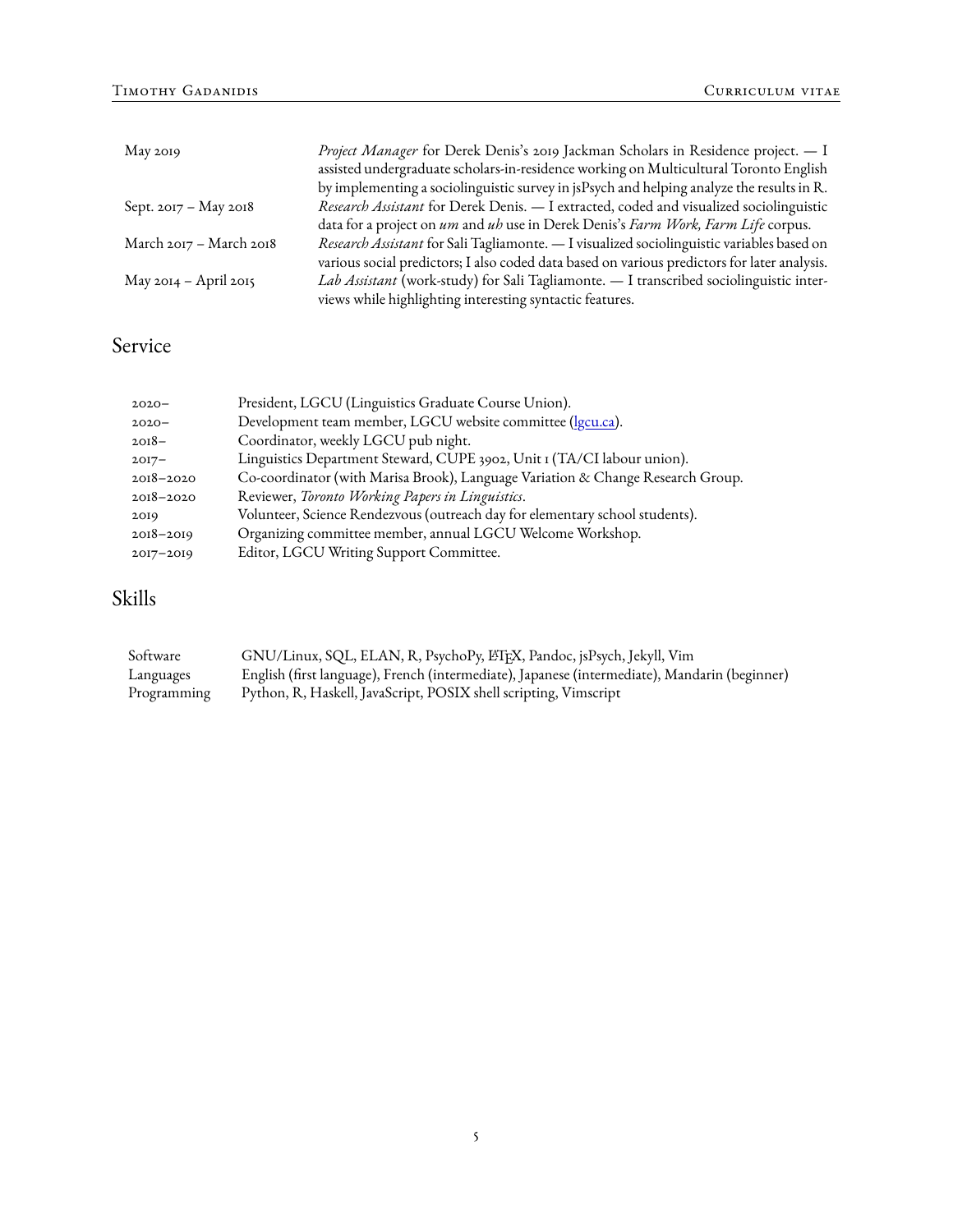| | |
|---|---|
| May 2019 | *Project Manager* for Derek Denis's 2019 Jackman Scholars in Residence project. — I assisted undergraduate scholars-in-residence working on Multicultural Toronto English by implementing a sociolinguistic survey in jsPsych and helping analyze the results in R. |
| Sept. 2017 – May 2018 | *Research Assistant* for Derek Denis. — I extracted, coded and visualized sociolinguistic data for a project on *um* and *uh* use in Derek Denis's *Farm Work, Farm Life* corpus. |
| March 2017 – March 2018 | *Research Assistant* for Sali Tagliamonte. — I visualized sociolinguistic variables based on various social predictors; I also coded data based on various predictors for later analysis. |
| May 2014 – April 2015 | *Lab Assistant* (work-study) for Sali Tagliamonte. — I transcribed sociolinguistic interviews while highlighting interesting syntactic features. |

## Service

| | |
|---|---|
| 2020– | President, LGCU (Linguistics Graduate Course Union). |
| 2020– | Development team member, LGCU website committee (lgcu.ca). |
| 2018– | Coordinator, weekly LGCU pub night. |
| 2017– | Linguistics Department Steward, CUPE 3902, Unit 1 (TA/CI labour union). |
| 2018–2020 | Co-coordinator (with Marisa Brook), Language Variation & Change Research Group. |
| 2018–2020 | Reviewer, *Toronto Working Papers in Linguistics*. |
| 2019 | Volunteer, Science Rendezvous (outreach day for elementary school students). |
| 2018–2019 | Organizing committee member, annual LGCU Welcome Workshop. |
| 2017–2019 | Editor, LGCU Writing Support Committee. |

## Skills

| | |
|---|---|
| Software | GNU/Linux, SQL, ELAN, R, PsychoPy, LaTeX, Pandoc, jsPsych, Jekyll, Vim |
| Languages | English (first language), French (intermediate), Japanese (intermediate), Mandarin (beginner) |
| Programming | Python, R, Haskell, JavaScript, POSIX shell scripting, Vimscript |